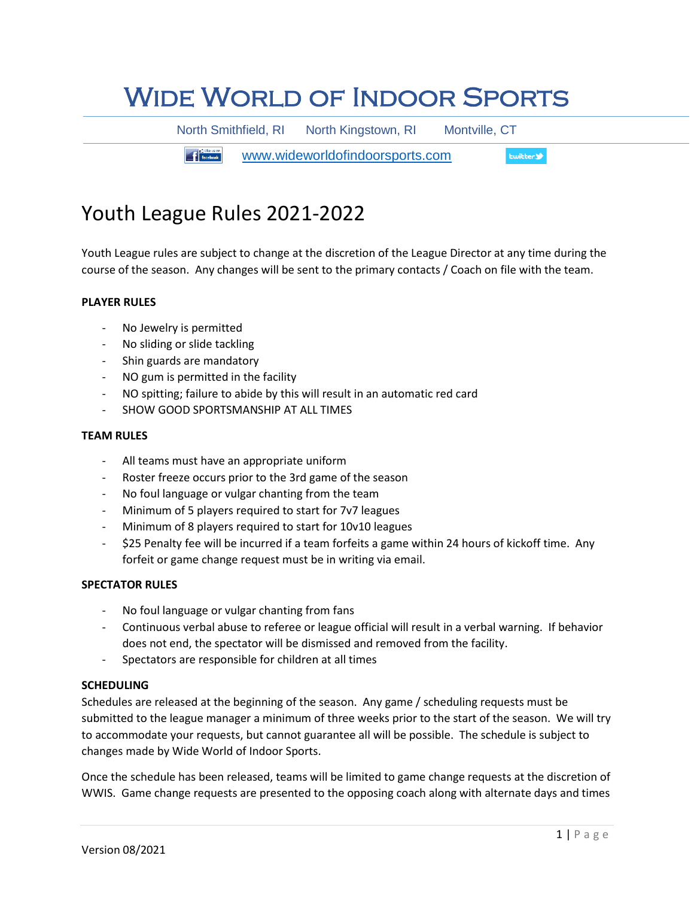# Wide World of Indoor Sports

North Smithfield, RI  North Kingstown, RI  Montville, CT

www.wideworldofindoorsports.com

## Youth League Rules 2021-2022

Youth League rules are subject to change at the discretion of the League Director at any time during the course of the season. Any changes will be sent to the primary contacts / Coach on file with the team.

### PLAYER RULES

- No Jewelry is permitted
- No sliding or slide tackling
- Shin guards are mandatory
- NO gum is permitted in the facility
- NO spitting; failure to abide by this will result in an automatic red card
- SHOW GOOD SPORTSMANSHIP AT ALL TIMES

### TEAM RULES

- All teams must have an appropriate uniform
- Roster freeze occurs prior to the 3rd game of the season
- No foul language or vulgar chanting from the team
- Minimum of 5 players required to start for 7v7 leagues
- Minimum of 8 players required to start for 10v10 leagues
- $25 Penalty fee will be incurred if a team forfeits a game within 24 hours of kickoff time. Any forfeit or game change request must be in writing via email.

### SPECTATOR RULES

- No foul language or vulgar chanting from fans
- Continuous verbal abuse to referee or league official will result in a verbal warning. If behavior does not end, the spectator will be dismissed and removed from the facility.
- Spectators are responsible for children at all times

### SCHEDULING

Schedules are released at the beginning of the season. Any game / scheduling requests must be submitted to the league manager a minimum of three weeks prior to the start of the season. We will try to accommodate your requests, but cannot guarantee all will be possible. The schedule is subject to changes made by Wide World of Indoor Sports.

Once the schedule has been released, teams will be limited to game change requests at the discretion of WWIS. Game change requests are presented to the opposing coach along with alternate days and times

Version 08/2021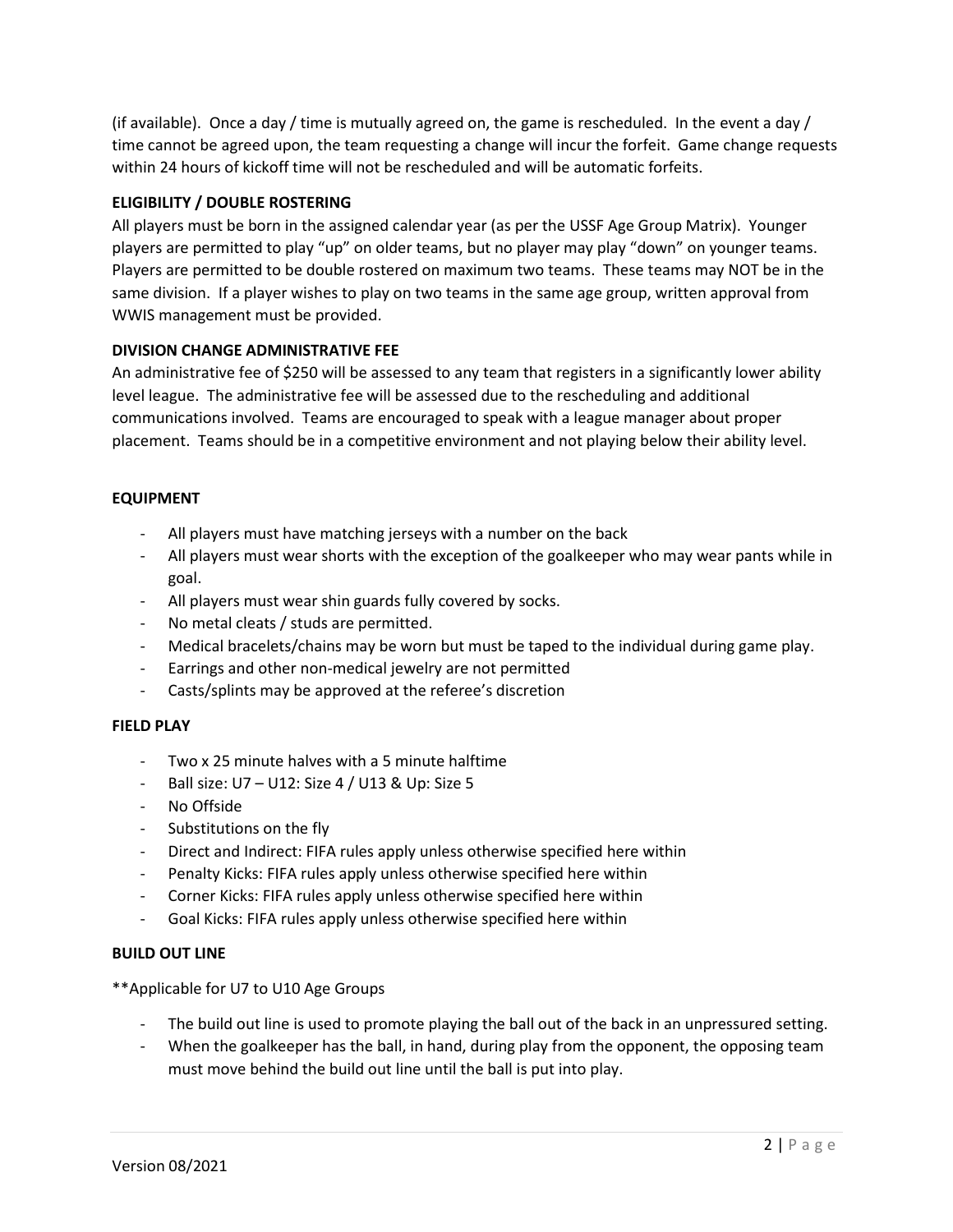(if available). Once a day / time is mutually agreed on, the game is rescheduled. In the event a day / time cannot be agreed upon, the team requesting a change will incur the forfeit. Game change requests within 24 hours of kickoff time will not be rescheduled and will be automatic forfeits.

**ELIGIBILITY / DOUBLE ROSTERING**

All players must be born in the assigned calendar year (as per the USSF Age Group Matrix). Younger players are permitted to play "up" on older teams, but no player may play "down" on younger teams. Players are permitted to be double rostered on maximum two teams. These teams may NOT be in the same division. If a player wishes to play on two teams in the same age group, written approval from WWIS management must be provided.

**DIVISION CHANGE ADMINISTRATIVE FEE**

An administrative fee of $250 will be assessed to any team that registers in a significantly lower ability level league. The administrative fee will be assessed due to the rescheduling and additional communications involved. Teams are encouraged to speak with a league manager about proper placement. Teams should be in a competitive environment and not playing below their ability level.

**EQUIPMENT**

- All players must have matching jerseys with a number on the back
- All players must wear shorts with the exception of the goalkeeper who may wear pants while in goal.
- All players must wear shin guards fully covered by socks.
- No metal cleats / studs are permitted.
- Medical bracelets/chains may be worn but must be taped to the individual during game play.
- Earrings and other non-medical jewelry are not permitted
- Casts/splints may be approved at the referee's discretion

**FIELD PLAY**

- Two x 25 minute halves with a 5 minute halftime
- Ball size: U7 – U12: Size 4 / U13 & Up: Size 5
- No Offside
- Substitutions on the fly
- Direct and Indirect: FIFA rules apply unless otherwise specified here within
- Penalty Kicks: FIFA rules apply unless otherwise specified here within
- Corner Kicks: FIFA rules apply unless otherwise specified here within
- Goal Kicks: FIFA rules apply unless otherwise specified here within

**BUILD OUT LINE**

**Applicable for U7 to U10 Age Groups

- The build out line is used to promote playing the ball out of the back in an unpressured setting.
- When the goalkeeper has the ball, in hand, during play from the opponent, the opposing team must move behind the build out line until the ball is put into play.

Version 08/2021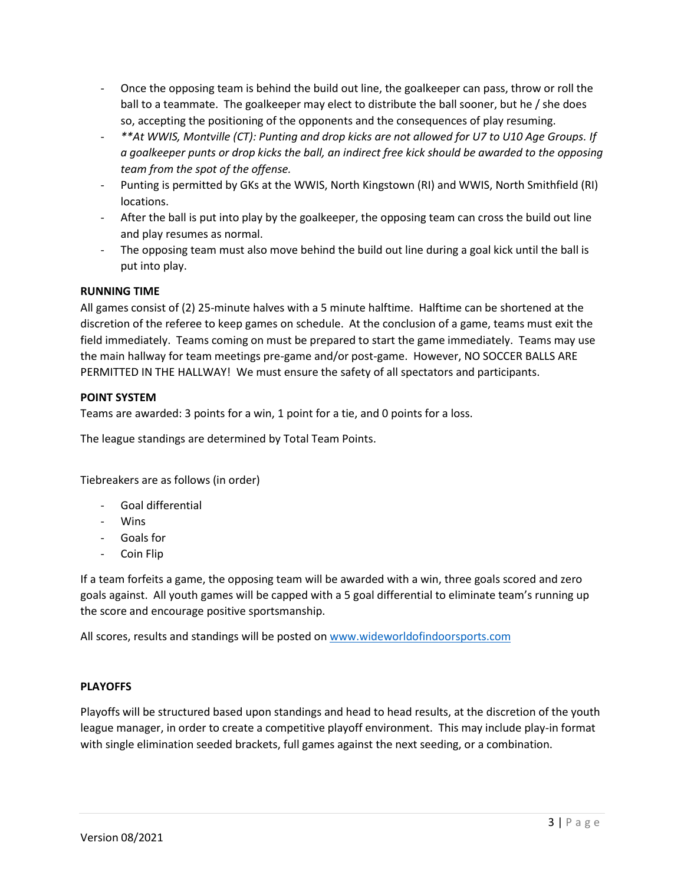- Once the opposing team is behind the build out line, the goalkeeper can pass, throw or roll the ball to a teammate. The goalkeeper may elect to distribute the ball sooner, but he / she does so, accepting the positioning of the opponents and the consequences of play resuming.
- *\*\*At WWIS, Montville (CT): Punting and drop kicks are not allowed for U7 to U10 Age Groups. If a goalkeeper punts or drop kicks the ball, an indirect free kick should be awarded to the opposing team from the spot of the offense.*
- Punting is permitted by GKs at the WWIS, North Kingstown (RI) and WWIS, North Smithfield (RI) locations.
- After the ball is put into play by the goalkeeper, the opposing team can cross the build out line and play resumes as normal.
- The opposing team must also move behind the build out line during a goal kick until the ball is put into play.

**RUNNING TIME**

All games consist of (2) 25-minute halves with a 5 minute halftime. Halftime can be shortened at the discretion of the referee to keep games on schedule. At the conclusion of a game, teams must exit the field immediately. Teams coming on must be prepared to start the game immediately. Teams may use the main hallway for team meetings pre-game and/or post-game. However, NO SOCCER BALLS ARE PERMITTED IN THE HALLWAY! We must ensure the safety of all spectators and participants.

**POINT SYSTEM**

Teams are awarded: 3 points for a win, 1 point for a tie, and 0 points for a loss.

The league standings are determined by Total Team Points.

Tiebreakers are as follows (in order)

- Goal differential
- Wins
- Goals for
- Coin Flip

If a team forfeits a game, the opposing team will be awarded with a win, three goals scored and zero goals against. All youth games will be capped with a 5 goal differential to eliminate team's running up the score and encourage positive sportsmanship.

All scores, results and standings will be posted on [www.wideworldofindoorsports.com](http://www.wideworldofindoorsports.com)

**PLAYOFFS**

Playoffs will be structured based upon standings and head to head results, at the discretion of the youth league manager, in order to create a competitive playoff environment. This may include play-in format with single elimination seeded brackets, full games against the next seeding, or a combination.

Version 08/2021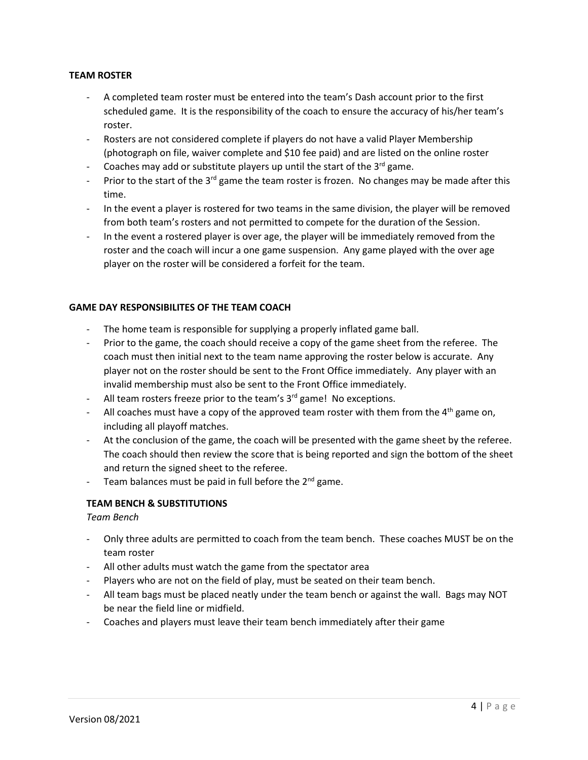## TEAM ROSTER

- A completed team roster must be entered into the team's Dash account prior to the first scheduled game. It is the responsibility of the coach to ensure the accuracy of his/her team's roster.
- Rosters are not considered complete if players do not have a valid Player Membership (photograph on file, waiver complete and $10 fee paid) and are listed on the online roster
- Coaches may add or substitute players up until the start of the 3rd game.
- Prior to the start of the 3rd game the team roster is frozen. No changes may be made after this time.
- In the event a player is rostered for two teams in the same division, the player will be removed from both team's rosters and not permitted to compete for the duration of the Session.
- In the event a rostered player is over age, the player will be immediately removed from the roster and the coach will incur a one game suspension. Any game played with the over age player on the roster will be considered a forfeit for the team.

## GAME DAY RESPONSIBILITES OF THE TEAM COACH

- The home team is responsible for supplying a properly inflated game ball.
- Prior to the game, the coach should receive a copy of the game sheet from the referee. The coach must then initial next to the team name approving the roster below is accurate. Any player not on the roster should be sent to the Front Office immediately. Any player with an invalid membership must also be sent to the Front Office immediately.
- All team rosters freeze prior to the team's 3rd game! No exceptions.
- All coaches must have a copy of the approved team roster with them from the 4th game on, including all playoff matches.
- At the conclusion of the game, the coach will be presented with the game sheet by the referee. The coach should then review the score that is being reported and sign the bottom of the sheet and return the signed sheet to the referee.
- Team balances must be paid in full before the 2nd game.

### TEAM BENCH & SUBSTITUTIONS

*Team Bench*

- Only three adults are permitted to coach from the team bench. These coaches MUST be on the team roster
- All other adults must watch the game from the spectator area
- Players who are not on the field of play, must be seated on their team bench.
- All team bags must be placed neatly under the team bench or against the wall. Bags may NOT be near the field line or midfield.
- Coaches and players must leave their team bench immediately after their game

Version 08/2021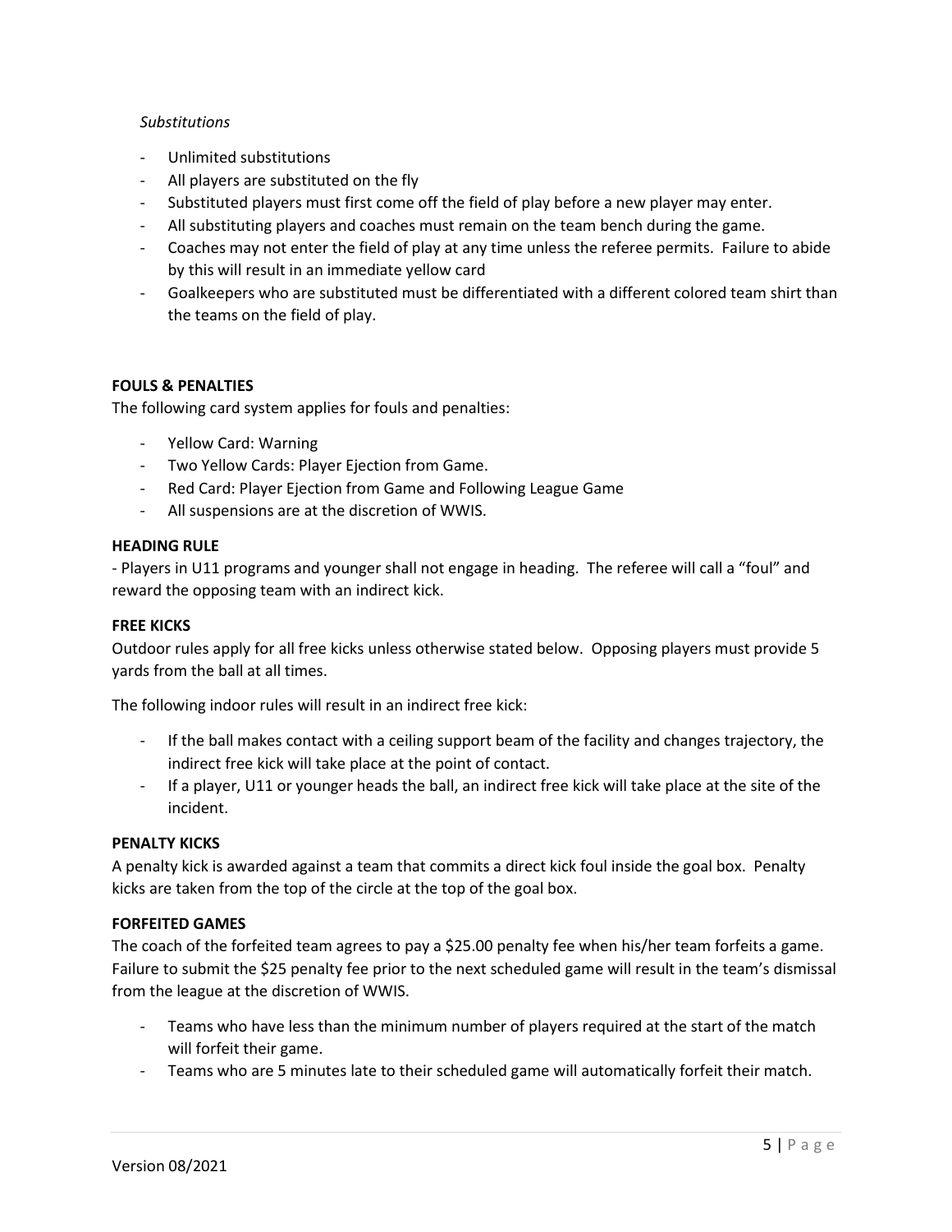*Substitutions*

- Unlimited substitutions
- All players are substituted on the fly
- Substituted players must first come off the field of play before a new player may enter.
- All substituting players and coaches must remain on the team bench during the game.
- Coaches may not enter the field of play at any time unless the referee permits. Failure to abide by this will result in an immediate yellow card
- Goalkeepers who are substituted must be differentiated with a different colored team shirt than the teams on the field of play.

**FOULS & PENALTIES**

The following card system applies for fouls and penalties:

- Yellow Card: Warning
- Two Yellow Cards: Player Ejection from Game.
- Red Card: Player Ejection from Game and Following League Game
- All suspensions are at the discretion of WWIS.

**HEADING RULE**

- Players in U11 programs and younger shall not engage in heading. The referee will call a "foul" and reward the opposing team with an indirect kick.

**FREE KICKS**

Outdoor rules apply for all free kicks unless otherwise stated below. Opposing players must provide 5 yards from the ball at all times.

The following indoor rules will result in an indirect free kick:

- If the ball makes contact with a ceiling support beam of the facility and changes trajectory, the indirect free kick will take place at the point of contact.
- If a player, U11 or younger heads the ball, an indirect free kick will take place at the site of the incident.

**PENALTY KICKS**

A penalty kick is awarded against a team that commits a direct kick foul inside the goal box. Penalty kicks are taken from the top of the circle at the top of the goal box.

**FORFEITED GAMES**

The coach of the forfeited team agrees to pay a $25.00 penalty fee when his/her team forfeits a game. Failure to submit the $25 penalty fee prior to the next scheduled game will result in the team's dismissal from the league at the discretion of WWIS.

- Teams who have less than the minimum number of players required at the start of the match will forfeit their game.
- Teams who are 5 minutes late to their scheduled game will automatically forfeit their match.

Version 08/2021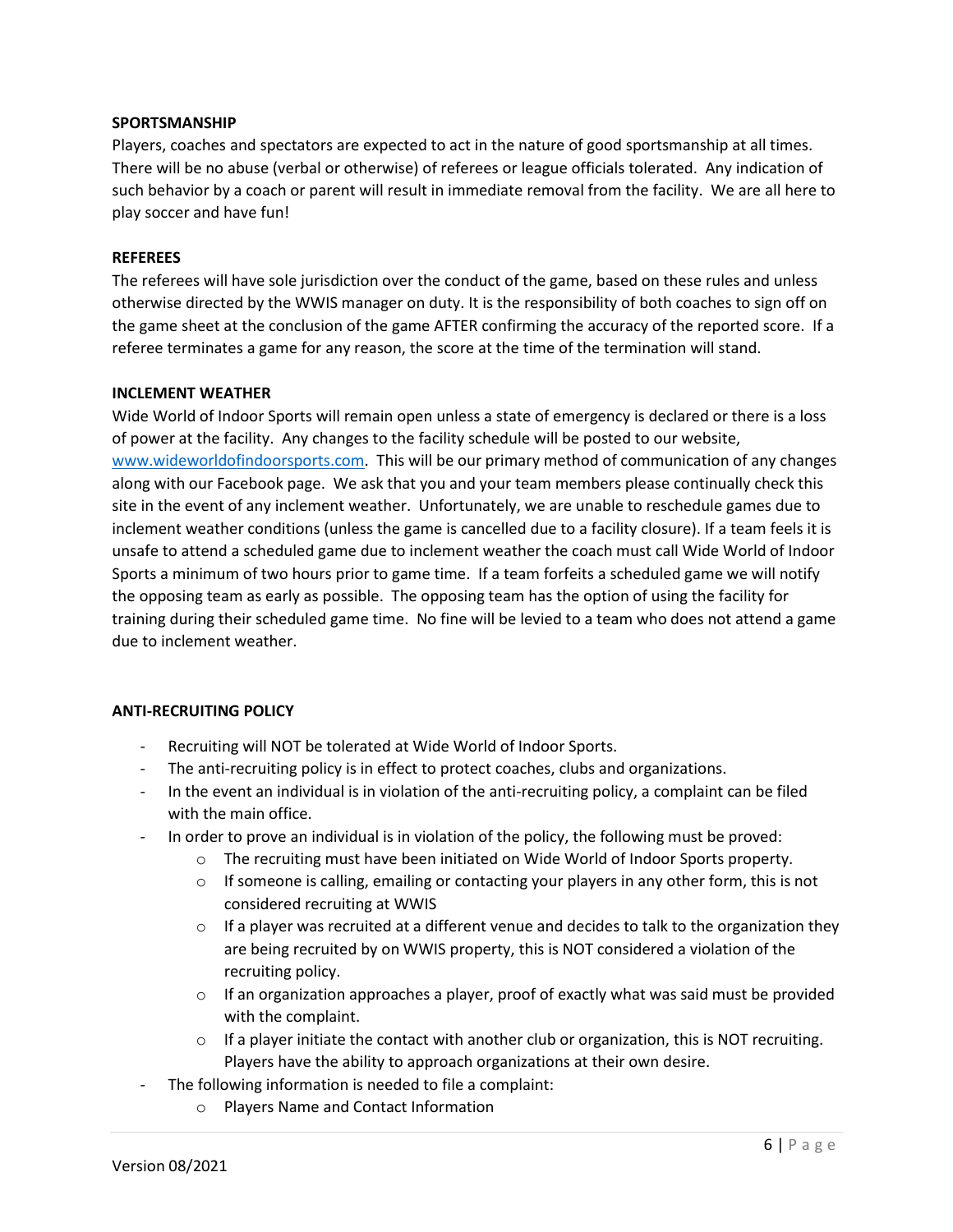**SPORTSMANSHIP**

Players, coaches and spectators are expected to act in the nature of good sportsmanship at all times. There will be no abuse (verbal or otherwise) of referees or league officials tolerated. Any indication of such behavior by a coach or parent will result in immediate removal from the facility. We are all here to play soccer and have fun!

**REFEREES**

The referees will have sole jurisdiction over the conduct of the game, based on these rules and unless otherwise directed by the WWIS manager on duty. It is the responsibility of both coaches to sign off on the game sheet at the conclusion of the game AFTER confirming the accuracy of the reported score. If a referee terminates a game for any reason, the score at the time of the termination will stand.

**INCLEMENT WEATHER**

Wide World of Indoor Sports will remain open unless a state of emergency is declared or there is a loss of power at the facility. Any changes to the facility schedule will be posted to our website, [www.wideworldofindoorsports.com](http://www.wideworldofindoorsports.com). This will be our primary method of communication of any changes along with our Facebook page. We ask that you and your team members please continually check this site in the event of any inclement weather. Unfortunately, we are unable to reschedule games due to inclement weather conditions (unless the game is cancelled due to a facility closure). If a team feels it is unsafe to attend a scheduled game due to inclement weather the coach must call Wide World of Indoor Sports a minimum of two hours prior to game time. If a team forfeits a scheduled game we will notify the opposing team as early as possible. The opposing team has the option of using the facility for training during their scheduled game time. No fine will be levied to a team who does not attend a game due to inclement weather.

**ANTI-RECRUITING POLICY**

- Recruiting will NOT be tolerated at Wide World of Indoor Sports.
- The anti-recruiting policy is in effect to protect coaches, clubs and organizations.
- In the event an individual is in violation of the anti-recruiting policy, a complaint can be filed with the main office.
- In order to prove an individual is in violation of the policy, the following must be proved:
  - The recruiting must have been initiated on Wide World of Indoor Sports property.
  - If someone is calling, emailing or contacting your players in any other form, this is not considered recruiting at WWIS
  - If a player was recruited at a different venue and decides to talk to the organization they are being recruited by on WWIS property, this is NOT considered a violation of the recruiting policy.
  - If an organization approaches a player, proof of exactly what was said must be provided with the complaint.
  - If a player initiate the contact with another club or organization, this is NOT recruiting. Players have the ability to approach organizations at their own desire.
- The following information is needed to file a complaint:
  - Players Name and Contact Information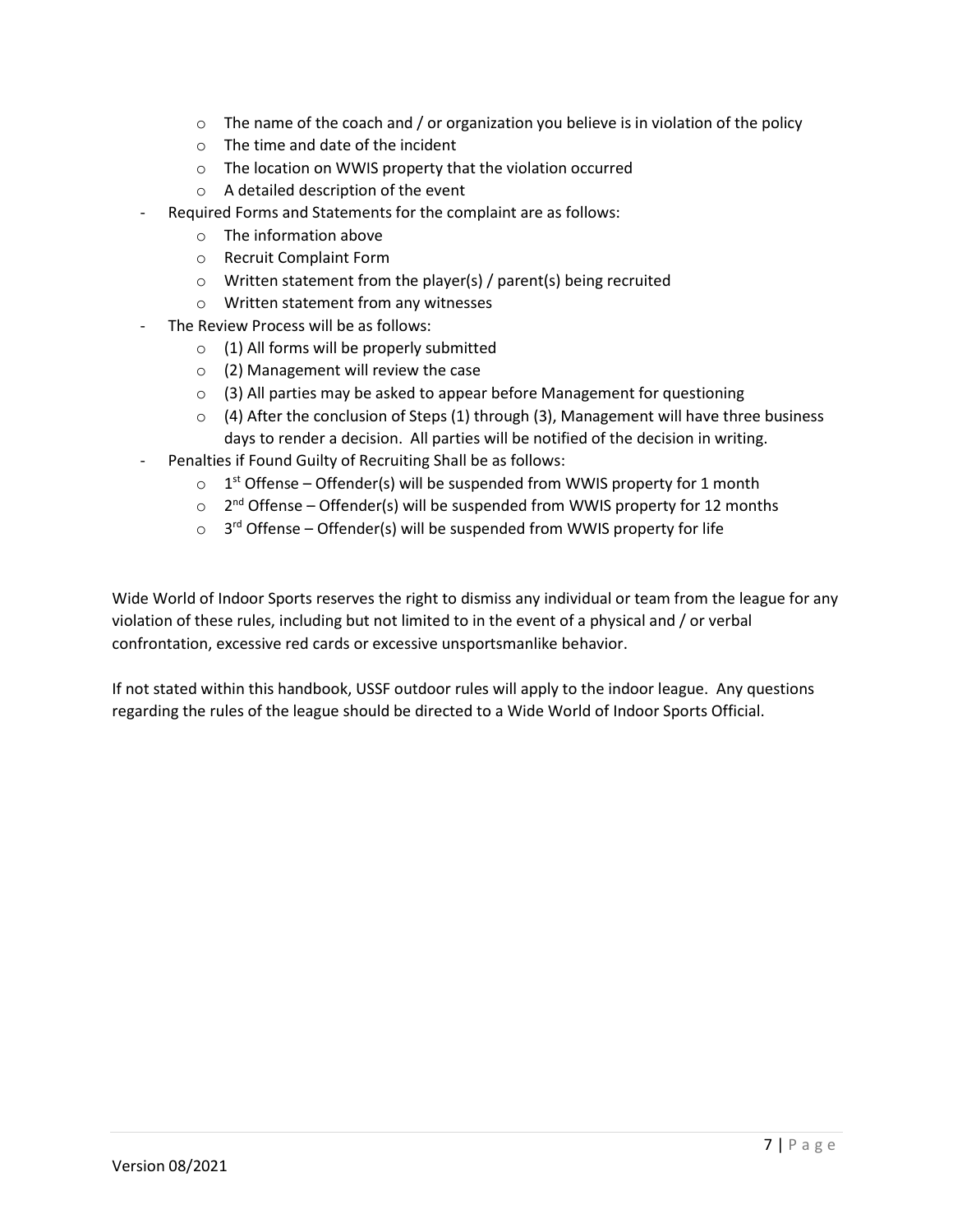- The name of the coach and / or organization you believe is in violation of the policy
  - The time and date of the incident
  - The location on WWIS property that the violation occurred
  - A detailed description of the event
- Required Forms and Statements for the complaint are as follows:
  - The information above
  - Recruit Complaint Form
  - Written statement from the player(s) / parent(s) being recruited
  - Written statement from any witnesses
- The Review Process will be as follows:
  - (1) All forms will be properly submitted
  - (2) Management will review the case
  - (3) All parties may be asked to appear before Management for questioning
  - (4) After the conclusion of Steps (1) through (3), Management will have three business days to render a decision. All parties will be notified of the decision in writing.
- Penalties if Found Guilty of Recruiting Shall be as follows:
  - 1st Offense – Offender(s) will be suspended from WWIS property for 1 month
  - 2nd Offense – Offender(s) will be suspended from WWIS property for 12 months
  - 3rd Offense – Offender(s) will be suspended from WWIS property for life

Wide World of Indoor Sports reserves the right to dismiss any individual or team from the league for any violation of these rules, including but not limited to in the event of a physical and / or verbal confrontation, excessive red cards or excessive unsportsmanlike behavior.

If not stated within this handbook, USSF outdoor rules will apply to the indoor league. Any questions regarding the rules of the league should be directed to a Wide World of Indoor Sports Official.

Version 08/2021